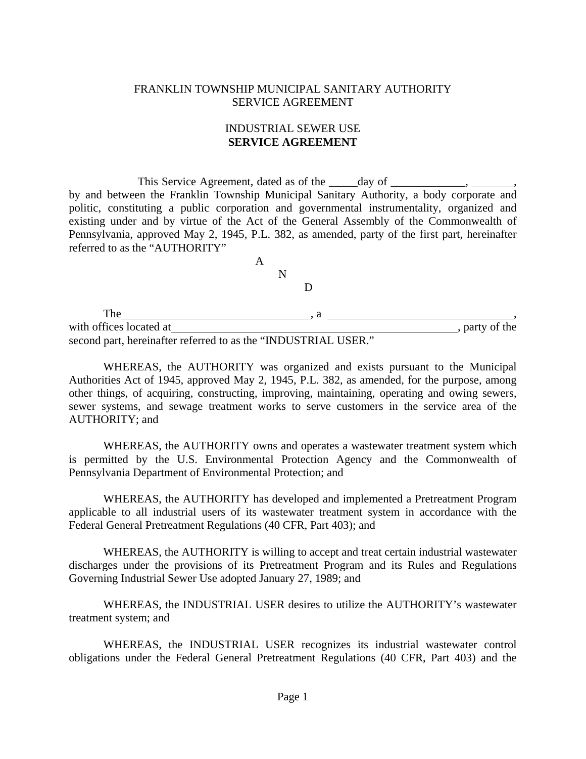FRANKLIN TOWNSHIP MUNICIPAL SANITARY AUTHORITY
SERVICE AGREEMENT

INDUSTRIAL SEWER USE
**SERVICE AGREEMENT**

This Service Agreement, dated as of the _____day of _____________, _______, by and between the Franklin Township Municipal Sanitary Authority, a body corporate and politic, constituting a public corporation and governmental instrumentality, organized and existing under and by virtue of the Act of the General Assembly of the Commonwealth of Pennsylvania, approved May 2, 1945, P.L. 382, as amended, party of the first part, hereinafter referred to as the "AUTHORITY"

A
N
D

The_________________________________, a _________________________________, with offices located at__________________________________________________, party of the second part, hereinafter referred to as the "INDUSTRIAL USER."

WHEREAS, the AUTHORITY was organized and exists pursuant to the Municipal Authorities Act of 1945, approved May 2, 1945, P.L. 382, as amended, for the purpose, among other things, of acquiring, constructing, improving, maintaining, operating and owing sewers, sewer systems, and sewage treatment works to serve customers in the service area of the AUTHORITY; and

WHEREAS, the AUTHORITY owns and operates a wastewater treatment system which is permitted by the U.S. Environmental Protection Agency and the Commonwealth of Pennsylvania Department of Environmental Protection; and

WHEREAS, the AUTHORITY has developed and implemented a Pretreatment Program applicable to all industrial users of its wastewater treatment system in accordance with the Federal General Pretreatment Regulations (40 CFR, Part 403); and

WHEREAS, the AUTHORITY is willing to accept and treat certain industrial wastewater discharges under the provisions of its Pretreatment Program and its Rules and Regulations Governing Industrial Sewer Use adopted January 27, 1989; and

WHEREAS, the INDUSTRIAL USER desires to utilize the AUTHORITY's wastewater treatment system; and

WHEREAS, the INDUSTRIAL USER recognizes its industrial wastewater control obligations under the Federal General Pretreatment Regulations (40 CFR, Part 403) and the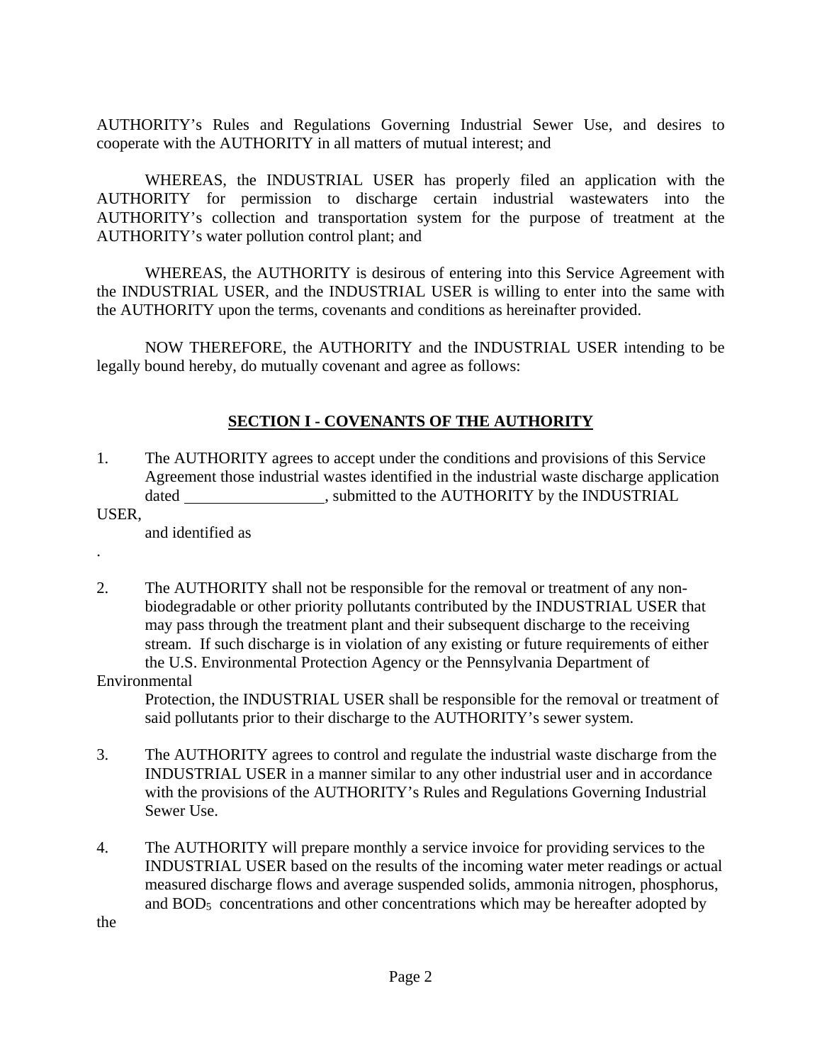AUTHORITY's Rules and Regulations Governing Industrial Sewer Use, and desires to cooperate with the AUTHORITY in all matters of mutual interest; and

WHEREAS, the INDUSTRIAL USER has properly filed an application with the AUTHORITY for permission to discharge certain industrial wastewaters into the AUTHORITY's collection and transportation system for the purpose of treatment at the AUTHORITY's water pollution control plant; and

WHEREAS, the AUTHORITY is desirous of entering into this Service Agreement with the INDUSTRIAL USER, and the INDUSTRIAL USER is willing to enter into the same with the AUTHORITY upon the terms, covenants and conditions as hereinafter provided.

NOW THEREFORE, the AUTHORITY and the INDUSTRIAL USER intending to be legally bound hereby, do mutually covenant and agree as follows:

## SECTION I - COVENANTS OF THE AUTHORITY

1. The AUTHORITY agrees to accept under the conditions and provisions of this Service Agreement those industrial wastes identified in the industrial waste discharge application dated \_\_\_\_\_\_\_\_\_\_\_\_\_\_\_\_\_, submitted to the AUTHORITY by the INDUSTRIAL USER, and identified as .

2. The AUTHORITY shall not be responsible for the removal or treatment of any non-biodegradable or other priority pollutants contributed by the INDUSTRIAL USER that may pass through the treatment plant and their subsequent discharge to the receiving stream. If such discharge is in violation of any existing or future requirements of either the U.S. Environmental Protection Agency or the Pennsylvania Department of Environmental Protection, the INDUSTRIAL USER shall be responsible for the removal or treatment of said pollutants prior to their discharge to the AUTHORITY's sewer system.

3. The AUTHORITY agrees to control and regulate the industrial waste discharge from the INDUSTRIAL USER in a manner similar to any other industrial user and in accordance with the provisions of the AUTHORITY's Rules and Regulations Governing Industrial Sewer Use.

4. The AUTHORITY will prepare monthly a service invoice for providing services to the INDUSTRIAL USER based on the results of the incoming water meter readings or actual measured discharge flows and average suspended solids, ammonia nitrogen, phosphorus, and $BOD_5$ concentrations and other concentrations which may be hereafter adopted by the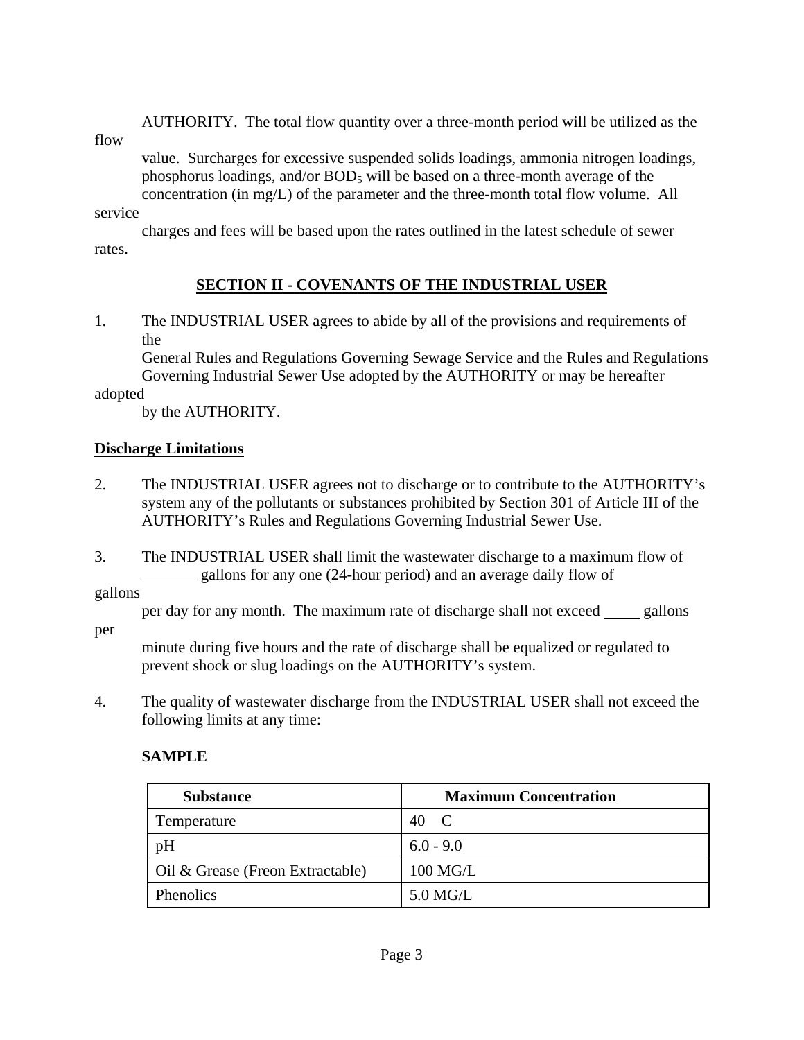AUTHORITY. The total flow quantity over a three-month period will be utilized as the flow value. Surcharges for excessive suspended solids loadings, ammonia nitrogen loadings, phosphorus loadings, and/or $BOD_5$ will be based on a three-month average of the concentration (in mg/L) of the parameter and the three-month total flow volume. All service charges and fees will be based upon the rates outlined in the latest schedule of sewer rates.

## SECTION II - COVENANTS OF THE INDUSTRIAL USER

1. The INDUSTRIAL USER agrees to abide by all of the provisions and requirements of the General Rules and Regulations Governing Sewage Service and the Rules and Regulations Governing Industrial Sewer Use adopted by the AUTHORITY or may be hereafter adopted by the AUTHORITY.

### Discharge Limitations

2. The INDUSTRIAL USER agrees not to discharge or to contribute to the AUTHORITY's system any of the pollutants or substances prohibited by Section 301 of Article III of the AUTHORITY's Rules and Regulations Governing Industrial Sewer Use.

3. The INDUSTRIAL USER shall limit the wastewater discharge to a maximum flow of _______ gallons for any one (24-hour period) and an average daily flow of gallons per day for any month. The maximum rate of discharge shall not exceed _____ gallons per minute during five hours and the rate of discharge shall be equalized or regulated to prevent shock or slug loadings on the AUTHORITY's system.

4. The quality of wastewater discharge from the INDUSTRIAL USER shall not exceed the following limits at any time:

**SAMPLE**

| Substance | Maximum Concentration |
|---|---|
| Temperature | 40 C |
| pH | 6.0 - 9.0 |
| Oil & Grease (Freon Extractable) | 100 MG/L |
| Phenolics | 5.0 MG/L |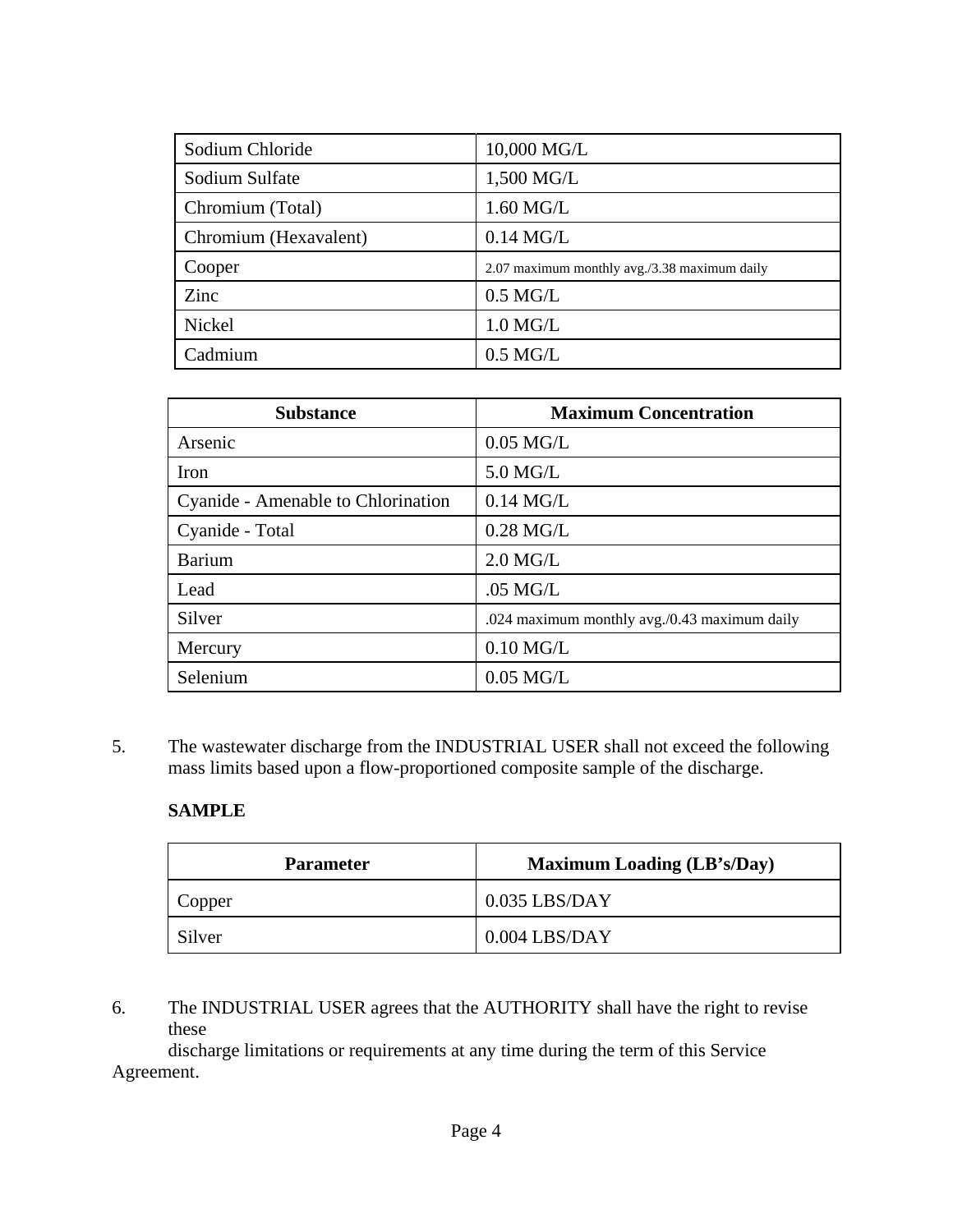| Sodium Chloride | 10,000 MG/L |
| --- | --- |
| Sodium Sulfate | 1,500 MG/L |
| Chromium (Total) | 1.60 MG/L |
| Chromium (Hexavalent) | 0.14 MG/L |
| Cooper | 2.07 maximum monthly avg./3.38 maximum daily |
| Zinc | 0.5 MG/L |
| Nickel | 1.0 MG/L |
| Cadmium | 0.5 MG/L |

| Substance | Maximum Concentration |
| --- | --- |
| Arsenic | 0.05 MG/L |
| Iron | 5.0 MG/L |
| Cyanide - Amenable to Chlorination | 0.14 MG/L |
| Cyanide - Total | 0.28 MG/L |
| Barium | 2.0 MG/L |
| Lead | .05 MG/L |
| Silver | .024 maximum monthly avg./0.43 maximum daily |
| Mercury | 0.10 MG/L |
| Selenium | 0.05 MG/L |

5. The wastewater discharge from the INDUSTRIAL USER shall not exceed the following mass limits based upon a flow-proportioned composite sample of the discharge.

**SAMPLE**

| Parameter | Maximum Loading (LB's/Day) |
| --- | --- |
| Copper | 0.035 LBS/DAY |
| Silver | 0.004 LBS/DAY |

6. The INDUSTRIAL USER agrees that the AUTHORITY shall have the right to revise these discharge limitations or requirements at any time during the term of this Service Agreement.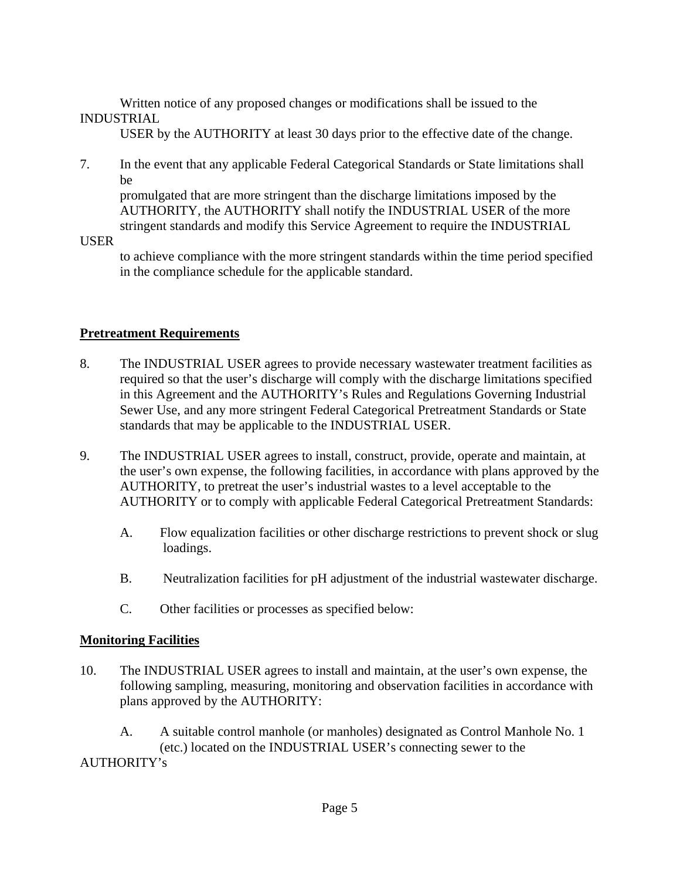Written notice of any proposed changes or modifications shall be issued to the INDUSTRIAL USER by the AUTHORITY at least 30 days prior to the effective date of the change.

7. In the event that any applicable Federal Categorical Standards or State limitations shall be promulgated that are more stringent than the discharge limitations imposed by the AUTHORITY, the AUTHORITY shall notify the INDUSTRIAL USER of the more stringent standards and modify this Service Agreement to require the INDUSTRIAL USER to achieve compliance with the more stringent standards within the time period specified in the compliance schedule for the applicable standard.

## Pretreatment Requirements

8. The INDUSTRIAL USER agrees to provide necessary wastewater treatment facilities as required so that the user's discharge will comply with the discharge limitations specified in this Agreement and the AUTHORITY's Rules and Regulations Governing Industrial Sewer Use, and any more stringent Federal Categorical Pretreatment Standards or State standards that may be applicable to the INDUSTRIAL USER.

9. The INDUSTRIAL USER agrees to install, construct, provide, operate and maintain, at the user's own expense, the following facilities, in accordance with plans approved by the AUTHORITY, to pretreat the user's industrial wastes to a level acceptable to the AUTHORITY or to comply with applicable Federal Categorical Pretreatment Standards:

    A. Flow equalization facilities or other discharge restrictions to prevent shock or slug loadings.

    B. Neutralization facilities for pH adjustment of the industrial wastewater discharge.

    C. Other facilities or processes as specified below:

## Monitoring Facilities

10. The INDUSTRIAL USER agrees to install and maintain, at the user's own expense, the following sampling, measuring, monitoring and observation facilities in accordance with plans approved by the AUTHORITY:

    A. A suitable control manhole (or manholes) designated as Control Manhole No. 1 (etc.) located on the INDUSTRIAL USER's connecting sewer to the AUTHORITY's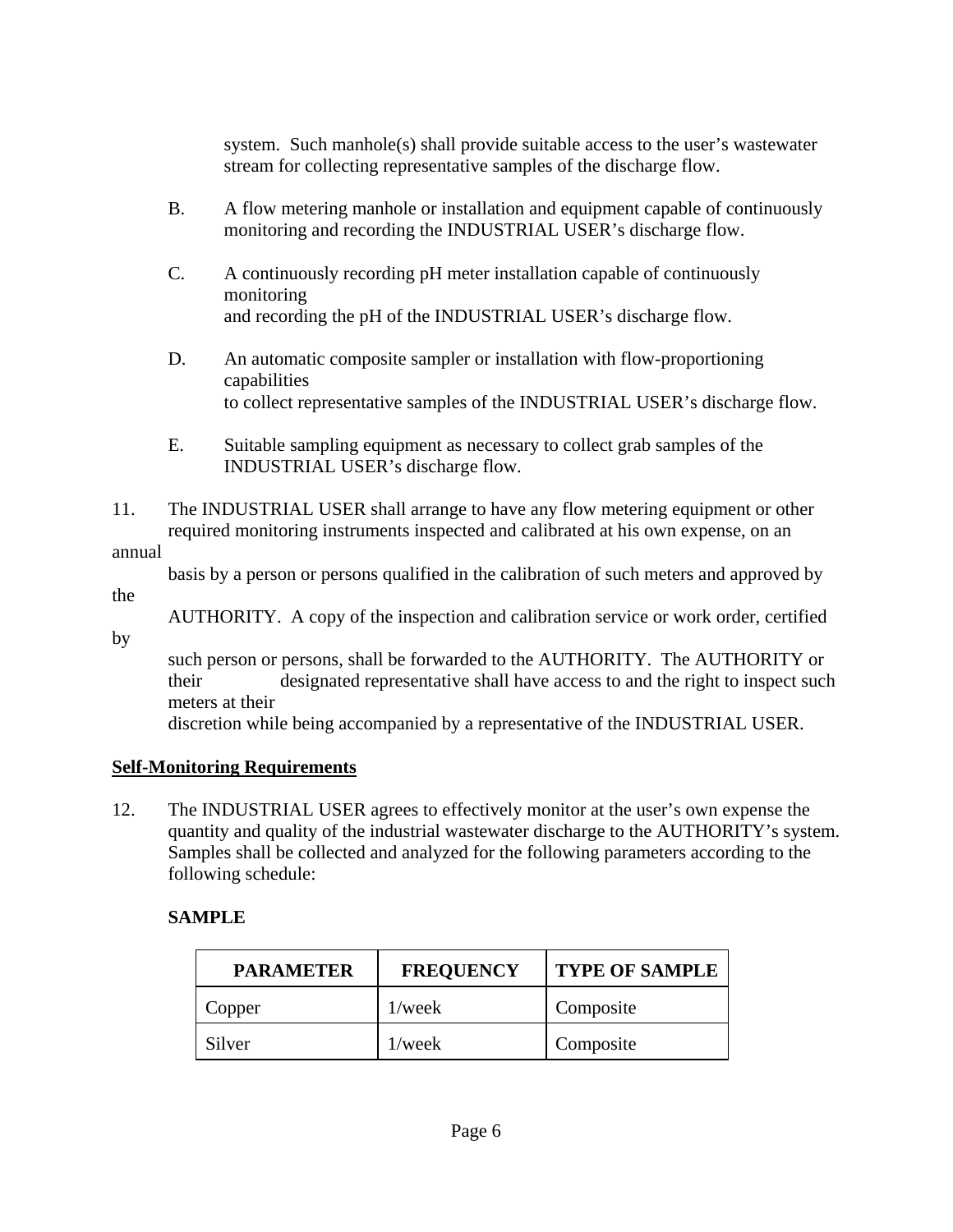system. Such manhole(s) shall provide suitable access to the user's wastewater stream for collecting representative samples of the discharge flow.

B. A flow metering manhole or installation and equipment capable of continuously monitoring and recording the INDUSTRIAL USER's discharge flow.

C. A continuously recording pH meter installation capable of continuously monitoring and recording the pH of the INDUSTRIAL USER's discharge flow.

D. An automatic composite sampler or installation with flow-proportioning capabilities to collect representative samples of the INDUSTRIAL USER's discharge flow.

E. Suitable sampling equipment as necessary to collect grab samples of the INDUSTRIAL USER's discharge flow.

11. The INDUSTRIAL USER shall arrange to have any flow metering equipment or other required monitoring instruments inspected and calibrated at his own expense, on an annual basis by a person or persons qualified in the calibration of such meters and approved by the AUTHORITY. A copy of the inspection and calibration service or work order, certified by such person or persons, shall be forwarded to the AUTHORITY. The AUTHORITY or their designated representative shall have access to and the right to inspect such meters at their discretion while being accompanied by a representative of the INDUSTRIAL USER.

**Self-Monitoring Requirements**

12. The INDUSTRIAL USER agrees to effectively monitor at the user's own expense the quantity and quality of the industrial wastewater discharge to the AUTHORITY's system. Samples shall be collected and analyzed for the following parameters according to the following schedule:

**SAMPLE**

| PARAMETER | FREQUENCY | TYPE OF SAMPLE |
| --- | --- | --- |
| Copper | 1/week | Composite |
| Silver | 1/week | Composite |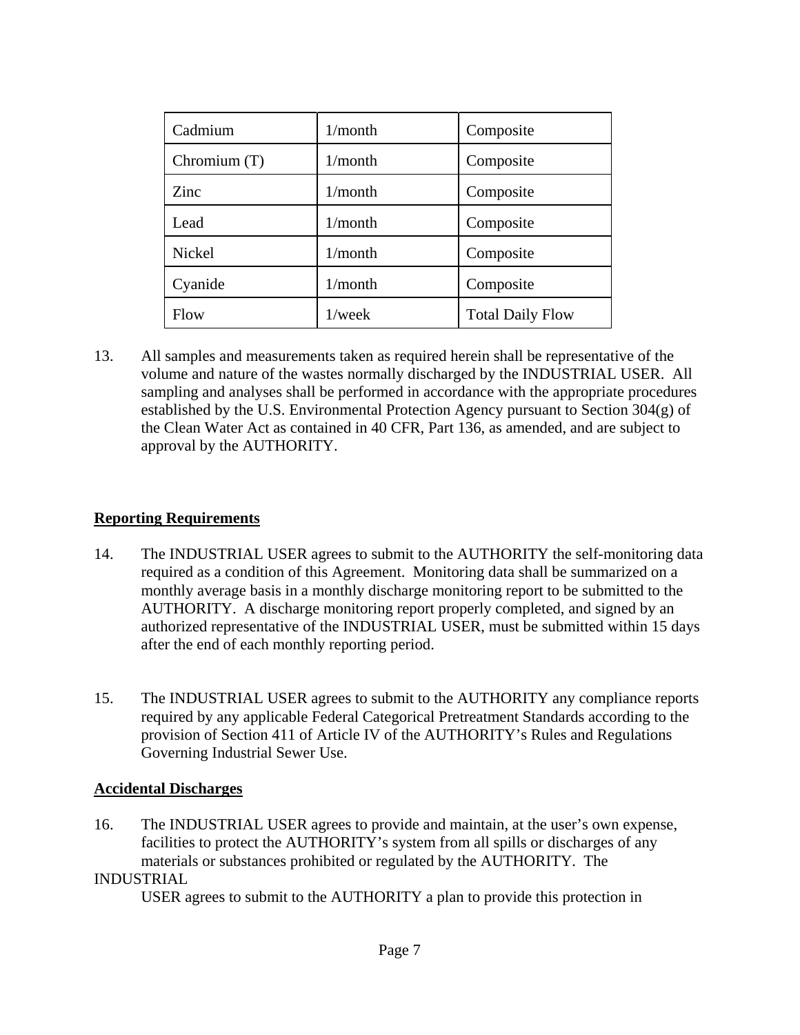| Cadmium | 1/month | Composite |
|---|---|---|
| Chromium (T) | 1/month | Composite |
| Zinc | 1/month | Composite |
| Lead | 1/month | Composite |
| Nickel | 1/month | Composite |
| Cyanide | 1/month | Composite |
| Flow | 1/week | Total Daily Flow |

13. All samples and measurements taken as required herein shall be representative of the volume and nature of the wastes normally discharged by the INDUSTRIAL USER. All sampling and analyses shall be performed in accordance with the appropriate procedures established by the U.S. Environmental Protection Agency pursuant to Section 304(g) of the Clean Water Act as contained in 40 CFR, Part 136, as amended, and are subject to approval by the AUTHORITY.

**Reporting Requirements**

14. The INDUSTRIAL USER agrees to submit to the AUTHORITY the self-monitoring data required as a condition of this Agreement. Monitoring data shall be summarized on a monthly average basis in a monthly discharge monitoring report to be submitted to the AUTHORITY. A discharge monitoring report properly completed, and signed by an authorized representative of the INDUSTRIAL USER, must be submitted within 15 days after the end of each monthly reporting period.

15. The INDUSTRIAL USER agrees to submit to the AUTHORITY any compliance reports required by any applicable Federal Categorical Pretreatment Standards according to the provision of Section 411 of Article IV of the AUTHORITY's Rules and Regulations Governing Industrial Sewer Use.

**Accidental Discharges**

16. The INDUSTRIAL USER agrees to provide and maintain, at the user's own expense, facilities to protect the AUTHORITY's system from all spills or discharges of any materials or substances prohibited or regulated by the AUTHORITY. The INDUSTRIAL USER agrees to submit to the AUTHORITY a plan to provide this protection in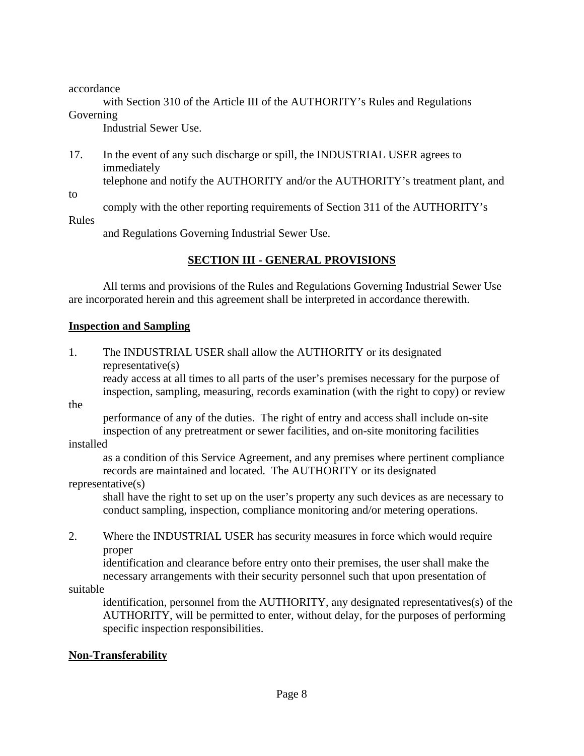accordance with Section 310 of the Article III of the AUTHORITY's Rules and Regulations Governing Industrial Sewer Use.

17. In the event of any such discharge or spill, the INDUSTRIAL USER agrees to immediately telephone and notify the AUTHORITY and/or the AUTHORITY's treatment plant, and to comply with the other reporting requirements of Section 311 of the AUTHORITY's Rules and Regulations Governing Industrial Sewer Use.

## SECTION III - GENERAL PROVISIONS

All terms and provisions of the Rules and Regulations Governing Industrial Sewer Use are incorporated herein and this agreement shall be interpreted in accordance therewith.

### Inspection and Sampling

1. The INDUSTRIAL USER shall allow the AUTHORITY or its designated representative(s) ready access at all times to all parts of the user's premises necessary for the purpose of inspection, sampling, measuring, records examination (with the right to copy) or review the performance of any of the duties. The right of entry and access shall include on-site inspection of any pretreatment or sewer facilities, and on-site monitoring facilities installed as a condition of this Service Agreement, and any premises where pertinent compliance records are maintained and located. The AUTHORITY or its designated representative(s) shall have the right to set up on the user's property any such devices as are necessary to conduct sampling, inspection, compliance monitoring and/or metering operations.

2. Where the INDUSTRIAL USER has security measures in force which would require proper identification and clearance before entry onto their premises, the user shall make the necessary arrangements with their security personnel such that upon presentation of suitable identification, personnel from the AUTHORITY, any designated representatives(s) of the AUTHORITY, will be permitted to enter, without delay, for the purposes of performing specific inspection responsibilities.

### Non-Transferability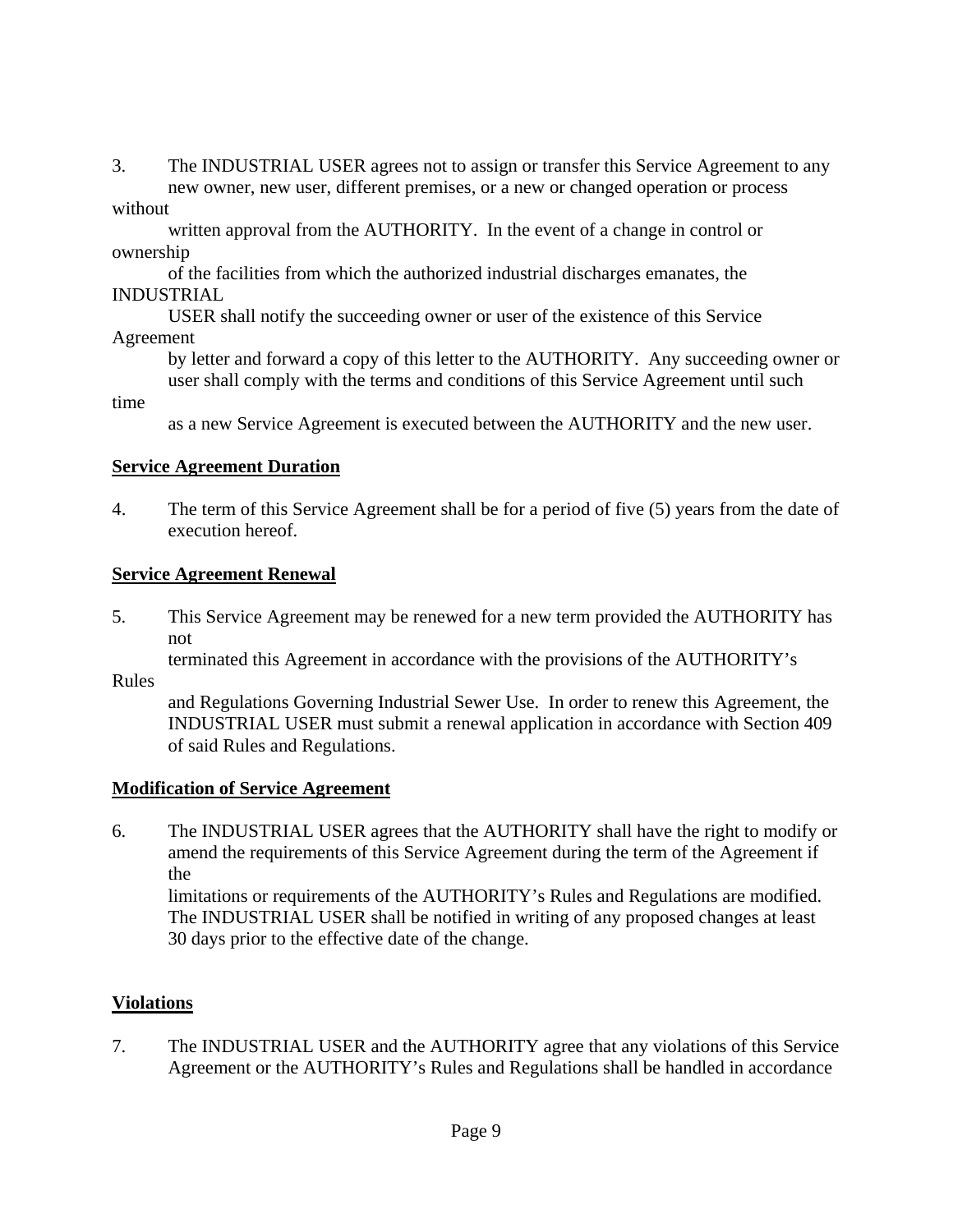3. The INDUSTRIAL USER agrees not to assign or transfer this Service Agreement to any new owner, new user, different premises, or a new or changed operation or process without written approval from the AUTHORITY. In the event of a change in control or ownership of the facilities from which the authorized industrial discharges emanates, the INDUSTRIAL USER shall notify the succeeding owner or user of the existence of this Service Agreement by letter and forward a copy of this letter to the AUTHORITY. Any succeeding owner or user shall comply with the terms and conditions of this Service Agreement until such time as a new Service Agreement is executed between the AUTHORITY and the new user.

**Service Agreement Duration**

4. The term of this Service Agreement shall be for a period of five (5) years from the date of execution hereof.

**Service Agreement Renewal**

5. This Service Agreement may be renewed for a new term provided the AUTHORITY has not terminated this Agreement in accordance with the provisions of the AUTHORITY's Rules and Regulations Governing Industrial Sewer Use. In order to renew this Agreement, the INDUSTRIAL USER must submit a renewal application in accordance with Section 409 of said Rules and Regulations.

**Modification of Service Agreement**

6. The INDUSTRIAL USER agrees that the AUTHORITY shall have the right to modify or amend the requirements of this Service Agreement during the term of the Agreement if the limitations or requirements of the AUTHORITY's Rules and Regulations are modified. The INDUSTRIAL USER shall be notified in writing of any proposed changes at least 30 days prior to the effective date of the change.

**Violations**

7. The INDUSTRIAL USER and the AUTHORITY agree that any violations of this Service Agreement or the AUTHORITY's Rules and Regulations shall be handled in accordance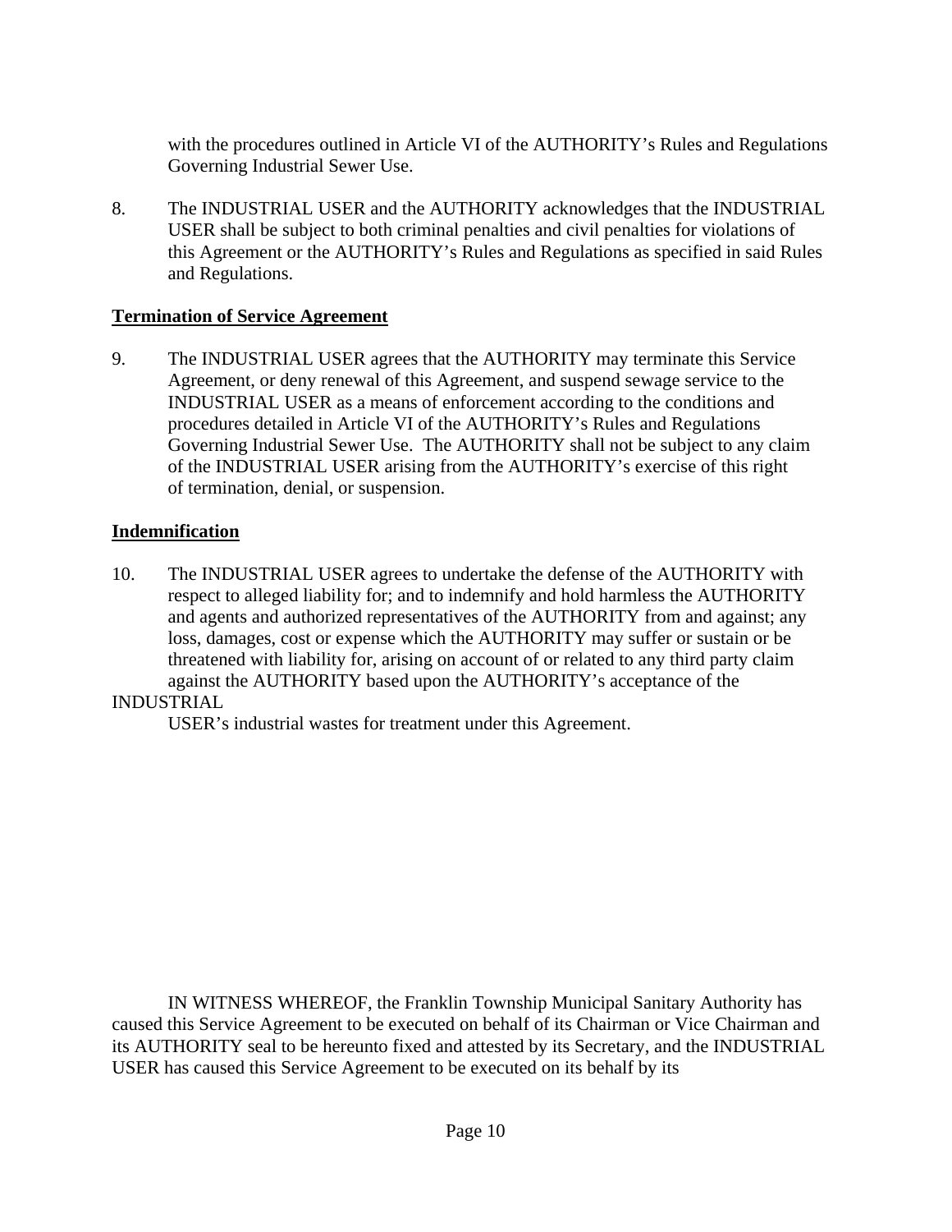with the procedures outlined in Article VI of the AUTHORITY's Rules and Regulations Governing Industrial Sewer Use.

8. The INDUSTRIAL USER and the AUTHORITY acknowledges that the INDUSTRIAL USER shall be subject to both criminal penalties and civil penalties for violations of this Agreement or the AUTHORITY's Rules and Regulations as specified in said Rules and Regulations.

**Termination of Service Agreement**

9. The INDUSTRIAL USER agrees that the AUTHORITY may terminate this Service Agreement, or deny renewal of this Agreement, and suspend sewage service to the INDUSTRIAL USER as a means of enforcement according to the conditions and procedures detailed in Article VI of the AUTHORITY's Rules and Regulations Governing Industrial Sewer Use. The AUTHORITY shall not be subject to any claim of the INDUSTRIAL USER arising from the AUTHORITY's exercise of this right of termination, denial, or suspension.

**Indemnification**

10. The INDUSTRIAL USER agrees to undertake the defense of the AUTHORITY with respect to alleged liability for; and to indemnify and hold harmless the AUTHORITY and agents and authorized representatives of the AUTHORITY from and against; any loss, damages, cost or expense which the AUTHORITY may suffer or sustain or be threatened with liability for, arising on account of or related to any third party claim against the AUTHORITY based upon the AUTHORITY's acceptance of the INDUSTRIAL USER's industrial wastes for treatment under this Agreement.

IN WITNESS WHEREOF, the Franklin Township Municipal Sanitary Authority has caused this Service Agreement to be executed on behalf of its Chairman or Vice Chairman and its AUTHORITY seal to be hereunto fixed and attested by its Secretary, and the INDUSTRIAL USER has caused this Service Agreement to be executed on its behalf by its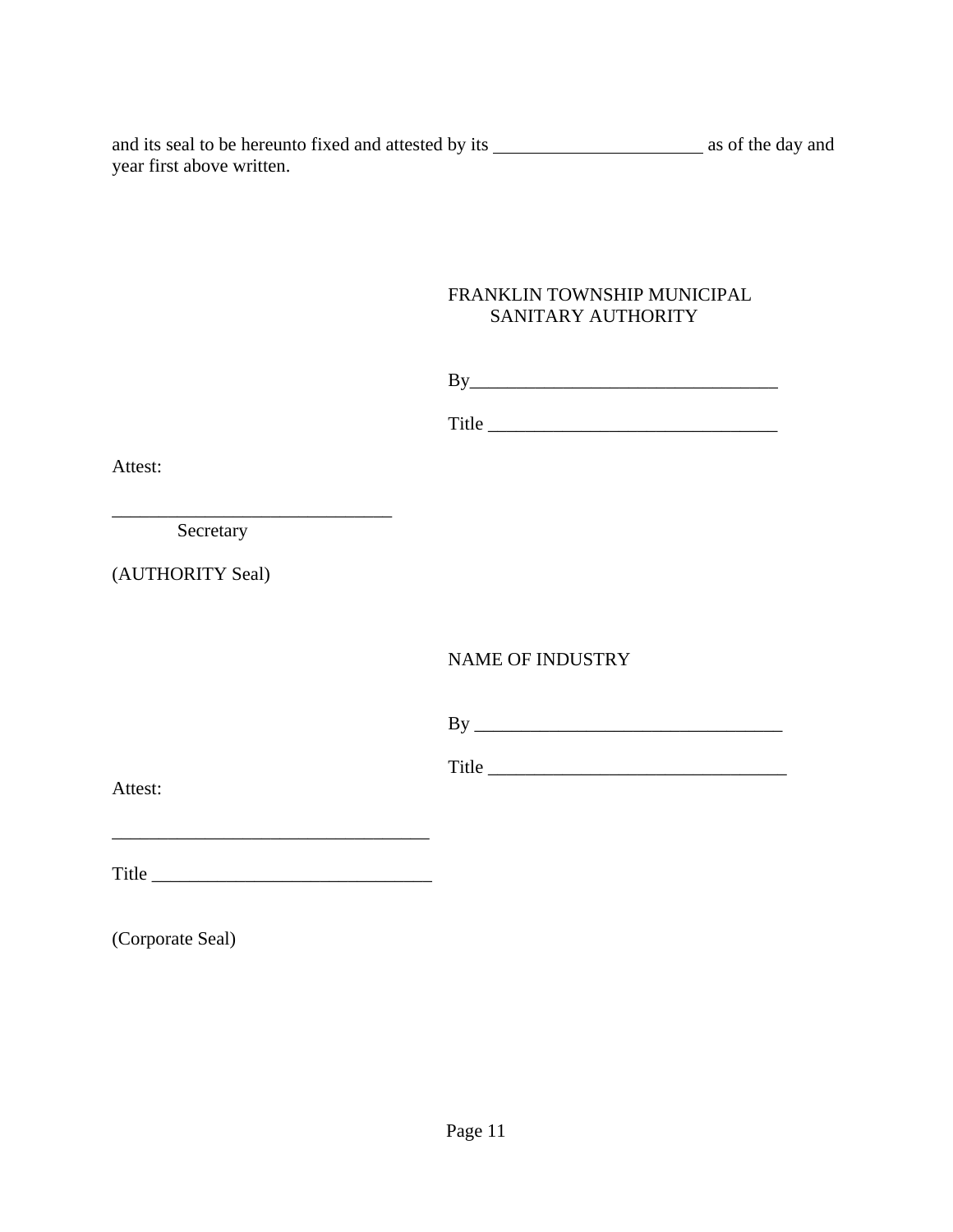and its seal to be hereunto fixed and attested by its ______________________ as of the day and year first above written.

FRANKLIN TOWNSHIP MUNICIPAL
SANITARY AUTHORITY

By________________________________

Title ______________________________

Attest:

_____________________________
Secretary

(AUTHORITY Seal)

NAME OF INDUSTRY

By ________________________________

Title _______________________________

Attest:

_________________________________

Title _____________________________

(Corporate Seal)